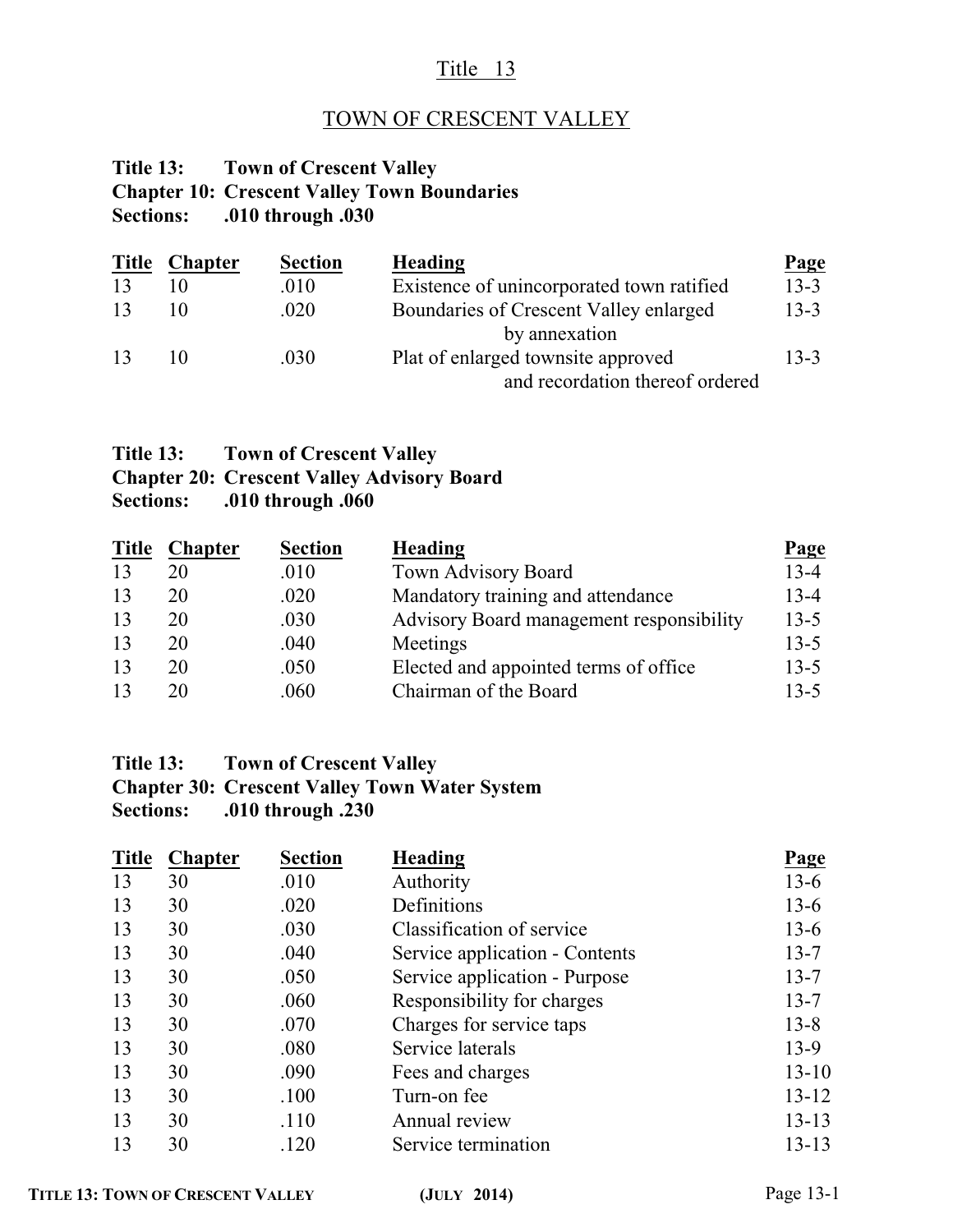# Title 13

## TOWN OF CRESCENT VALLEY

**Title 13: Town of Crescent Valley**
**Chapter 10: Crescent Valley Town Boundaries**
**Sections: .010 through .030**

| Title | Chapter | Section | Heading | Page |
|---|---|---|---|---|
| 13 | 10 | .010 | Existence of unincorporated town ratified | 13-3 |
| 13 | 10 | .020 | Boundaries of Crescent Valley enlarged by annexation | 13-3 |
| 13 | 10 | .030 | Plat of enlarged townsite approved and recordation thereof ordered | 13-3 |

**Title 13: Town of Crescent Valley**
**Chapter 20: Crescent Valley Advisory Board**
**Sections: .010 through .060**

| Title | Chapter | Section | Heading | Page |
|---|---|---|---|---|
| 13 | 20 | .010 | Town Advisory Board | 13-4 |
| 13 | 20 | .020 | Mandatory training and attendance | 13-4 |
| 13 | 20 | .030 | Advisory Board management responsibility | 13-5 |
| 13 | 20 | .040 | Meetings | 13-5 |
| 13 | 20 | .050 | Elected and appointed terms of office | 13-5 |
| 13 | 20 | .060 | Chairman of the Board | 13-5 |

**Title 13: Town of Crescent Valley**
**Chapter 30: Crescent Valley Town Water System**
**Sections: .010 through .230**

| Title | Chapter | Section | Heading | Page |
|---|---|---|---|---|
| 13 | 30 | .010 | Authority | 13-6 |
| 13 | 30 | .020 | Definitions | 13-6 |
| 13 | 30 | .030 | Classification of service | 13-6 |
| 13 | 30 | .040 | Service application - Contents | 13-7 |
| 13 | 30 | .050 | Service application - Purpose | 13-7 |
| 13 | 30 | .060 | Responsibility for charges | 13-7 |
| 13 | 30 | .070 | Charges for service taps | 13-8 |
| 13 | 30 | .080 | Service laterals | 13-9 |
| 13 | 30 | .090 | Fees and charges | 13-10 |
| 13 | 30 | .100 | Turn-on fee | 13-12 |
| 13 | 30 | .110 | Annual review | 13-13 |
| 13 | 30 | .120 | Service termination | 13-13 |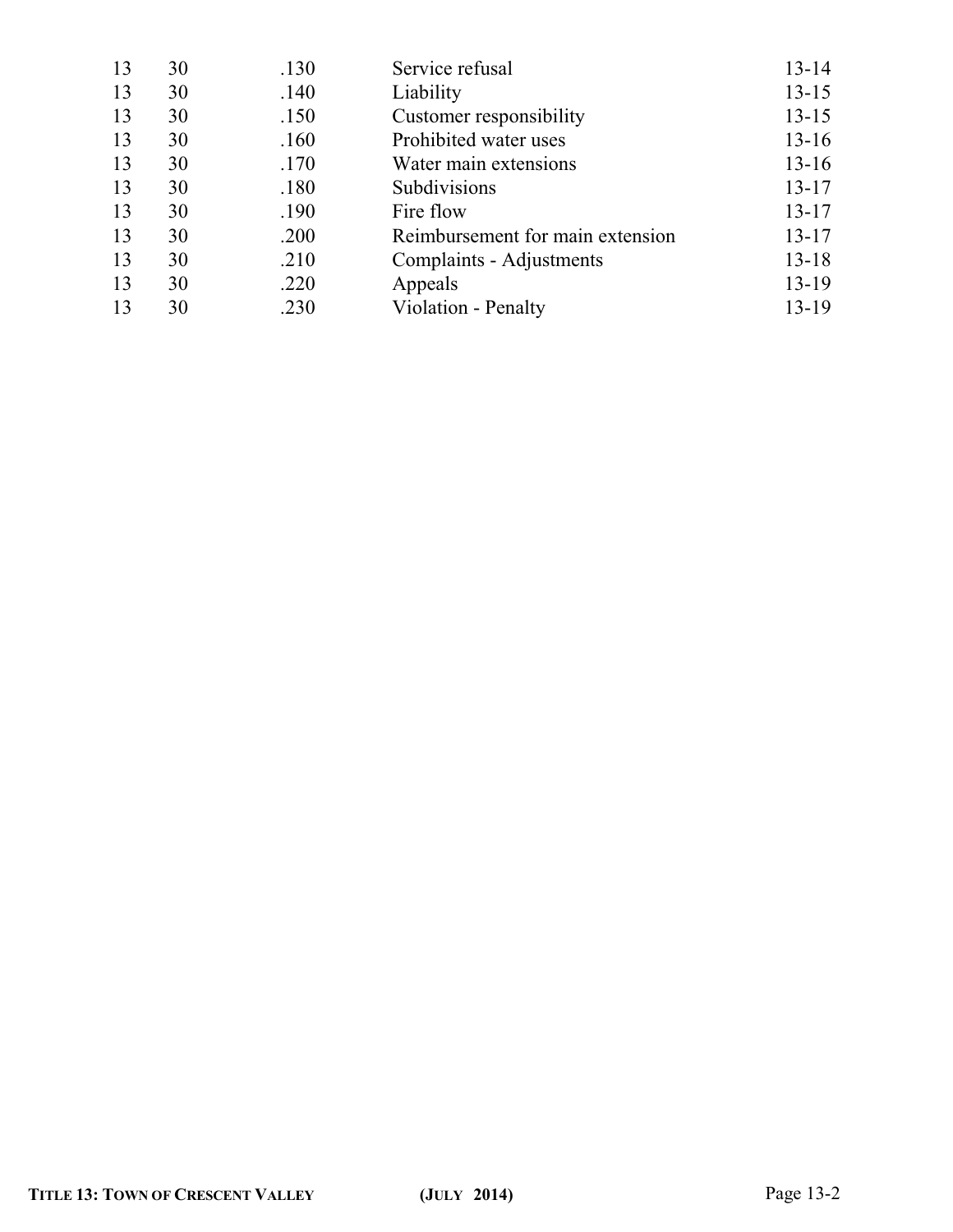| | | | | |
|---|---|---|---|---|
| 13 | 30 | .130 | Service refusal | 13-14 |
| 13 | 30 | .140 | Liability | 13-15 |
| 13 | 30 | .150 | Customer responsibility | 13-15 |
| 13 | 30 | .160 | Prohibited water uses | 13-16 |
| 13 | 30 | .170 | Water main extensions | 13-16 |
| 13 | 30 | .180 | Subdivisions | 13-17 |
| 13 | 30 | .190 | Fire flow | 13-17 |
| 13 | 30 | .200 | Reimbursement for main extension | 13-17 |
| 13 | 30 | .210 | Complaints - Adjustments | 13-18 |
| 13 | 30 | .220 | Appeals | 13-19 |
| 13 | 30 | .230 | Violation - Penalty | 13-19 |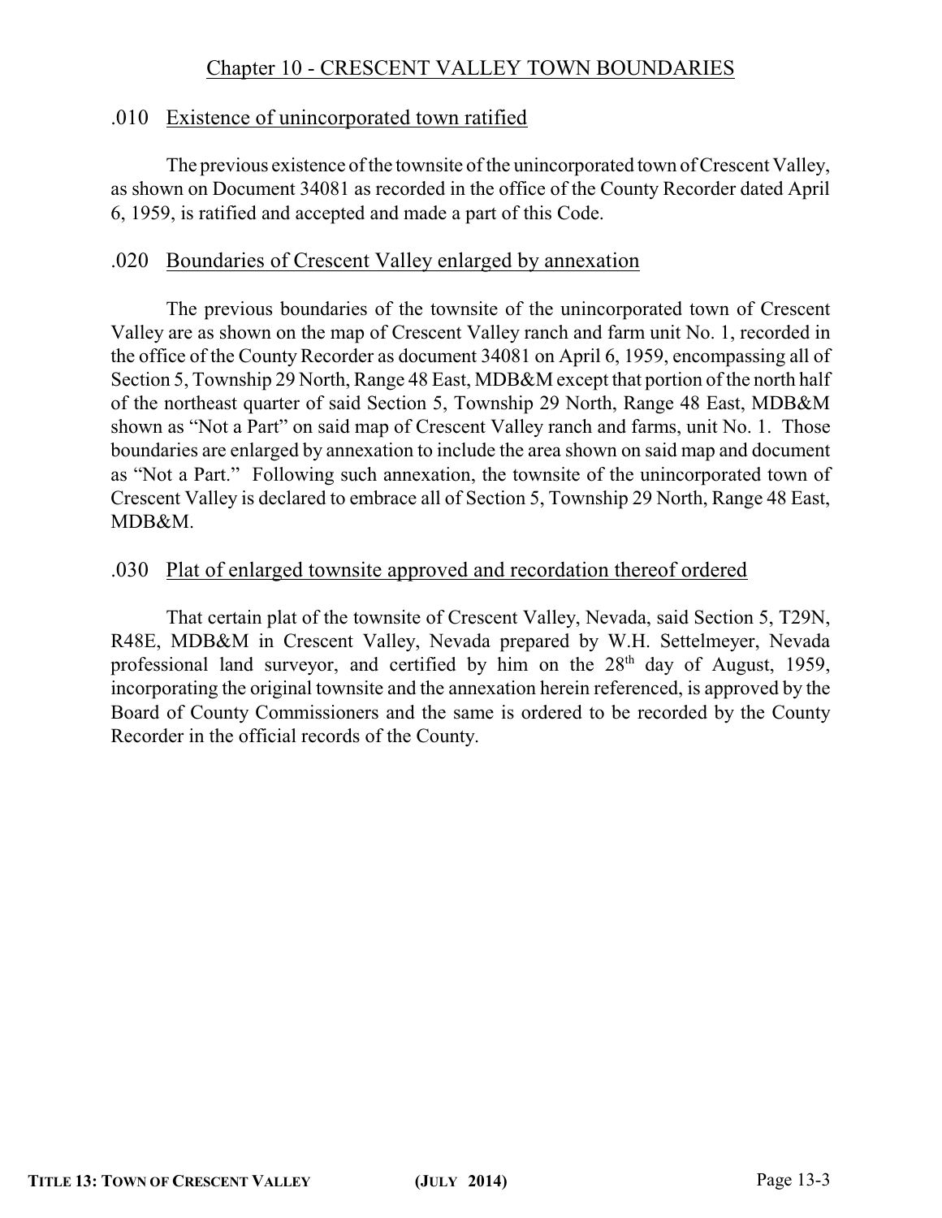# Chapter 10 - CRESCENT VALLEY TOWN BOUNDARIES

## .010 Existence of unincorporated town ratified

The previous existence of the townsite of the unincorporated town of Crescent Valley, as shown on Document 34081 as recorded in the office of the County Recorder dated April 6, 1959, is ratified and accepted and made a part of this Code.

## .020 Boundaries of Crescent Valley enlarged by annexation

The previous boundaries of the townsite of the unincorporated town of Crescent Valley are as shown on the map of Crescent Valley ranch and farm unit No. 1, recorded in the office of the County Recorder as document 34081 on April 6, 1959, encompassing all of Section 5, Township 29 North, Range 48 East, MDB&M except that portion of the north half of the northeast quarter of said Section 5, Township 29 North, Range 48 East, MDB&M shown as "Not a Part" on said map of Crescent Valley ranch and farms, unit No. 1. Those boundaries are enlarged by annexation to include the area shown on said map and document as "Not a Part." Following such annexation, the townsite of the unincorporated town of Crescent Valley is declared to embrace all of Section 5, Township 29 North, Range 48 East, MDB&M.

## .030 Plat of enlarged townsite approved and recordation thereof ordered

That certain plat of the townsite of Crescent Valley, Nevada, said Section 5, T29N, R48E, MDB&M in Crescent Valley, Nevada prepared by W.H. Settelmeyer, Nevada professional land surveyor, and certified by him on the 28th day of August, 1959, incorporating the original townsite and the annexation herein referenced, is approved by the Board of County Commissioners and the same is ordered to be recorded by the County Recorder in the official records of the County.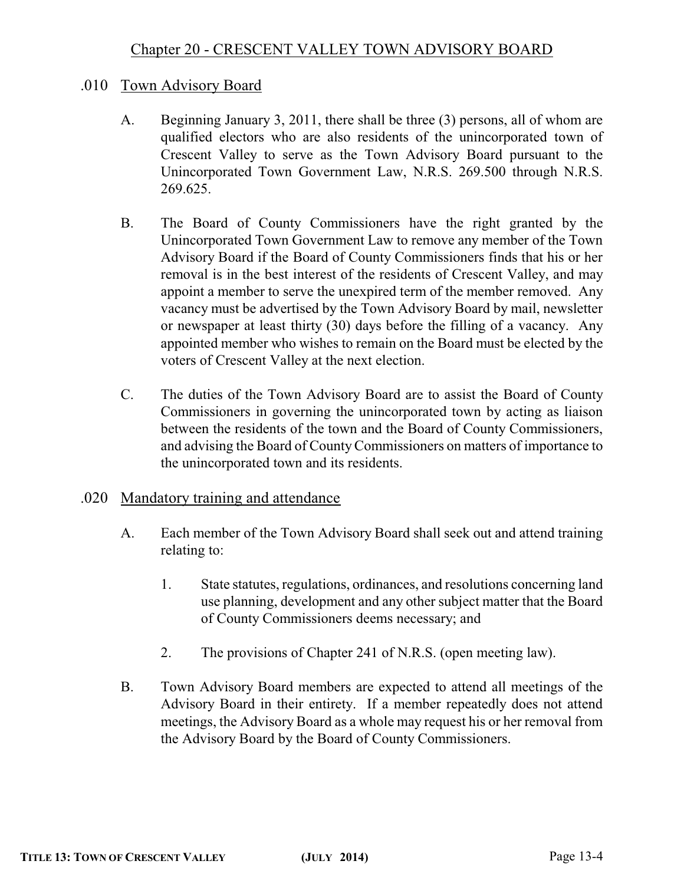## Chapter 20 - CRESCENT VALLEY TOWN ADVISORY BOARD

### .010 Town Advisory Board

A. Beginning January 3, 2011, there shall be three (3) persons, all of whom are qualified electors who are also residents of the unincorporated town of Crescent Valley to serve as the Town Advisory Board pursuant to the Unincorporated Town Government Law, N.R.S. 269.500 through N.R.S. 269.625.

B. The Board of County Commissioners have the right granted by the Unincorporated Town Government Law to remove any member of the Town Advisory Board if the Board of County Commissioners finds that his or her removal is in the best interest of the residents of Crescent Valley, and may appoint a member to serve the unexpired term of the member removed. Any vacancy must be advertised by the Town Advisory Board by mail, newsletter or newspaper at least thirty (30) days before the filling of a vacancy. Any appointed member who wishes to remain on the Board must be elected by the voters of Crescent Valley at the next election.

C. The duties of the Town Advisory Board are to assist the Board of County Commissioners in governing the unincorporated town by acting as liaison between the residents of the town and the Board of County Commissioners, and advising the Board of County Commissioners on matters of importance to the unincorporated town and its residents.

### .020 Mandatory training and attendance

A. Each member of the Town Advisory Board shall seek out and attend training relating to:

   1. State statutes, regulations, ordinances, and resolutions concerning land use planning, development and any other subject matter that the Board of County Commissioners deems necessary; and

   2. The provisions of Chapter 241 of N.R.S. (open meeting law).

B. Town Advisory Board members are expected to attend all meetings of the Advisory Board in their entirety. If a member repeatedly does not attend meetings, the Advisory Board as a whole may request his or her removal from the Advisory Board by the Board of County Commissioners.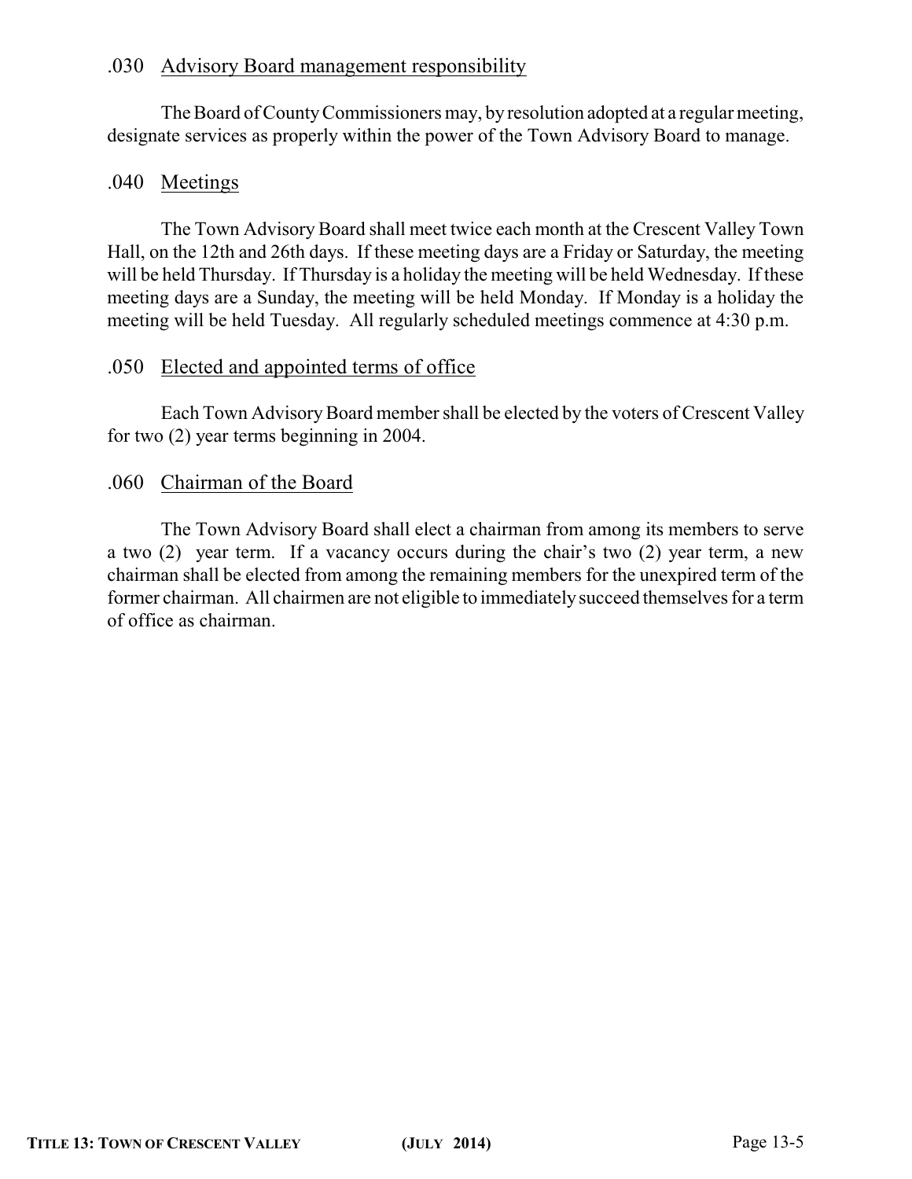### .030 Advisory Board management responsibility

The Board of County Commissioners may, by resolution adopted at a regular meeting, designate services as properly within the power of the Town Advisory Board to manage.

### .040 Meetings

The Town Advisory Board shall meet twice each month at the Crescent Valley Town Hall, on the 12th and 26th days. If these meeting days are a Friday or Saturday, the meeting will be held Thursday. If Thursday is a holiday the meeting will be held Wednesday. If these meeting days are a Sunday, the meeting will be held Monday. If Monday is a holiday the meeting will be held Tuesday. All regularly scheduled meetings commence at 4:30 p.m.

### .050 Elected and appointed terms of office

Each Town Advisory Board member shall be elected by the voters of Crescent Valley for two (2) year terms beginning in 2004.

### .060 Chairman of the Board

The Town Advisory Board shall elect a chairman from among its members to serve a two (2) year term. If a vacancy occurs during the chair's two (2) year term, a new chairman shall be elected from among the remaining members for the unexpired term of the former chairman. All chairmen are not eligible to immediately succeed themselves for a term of office as chairman.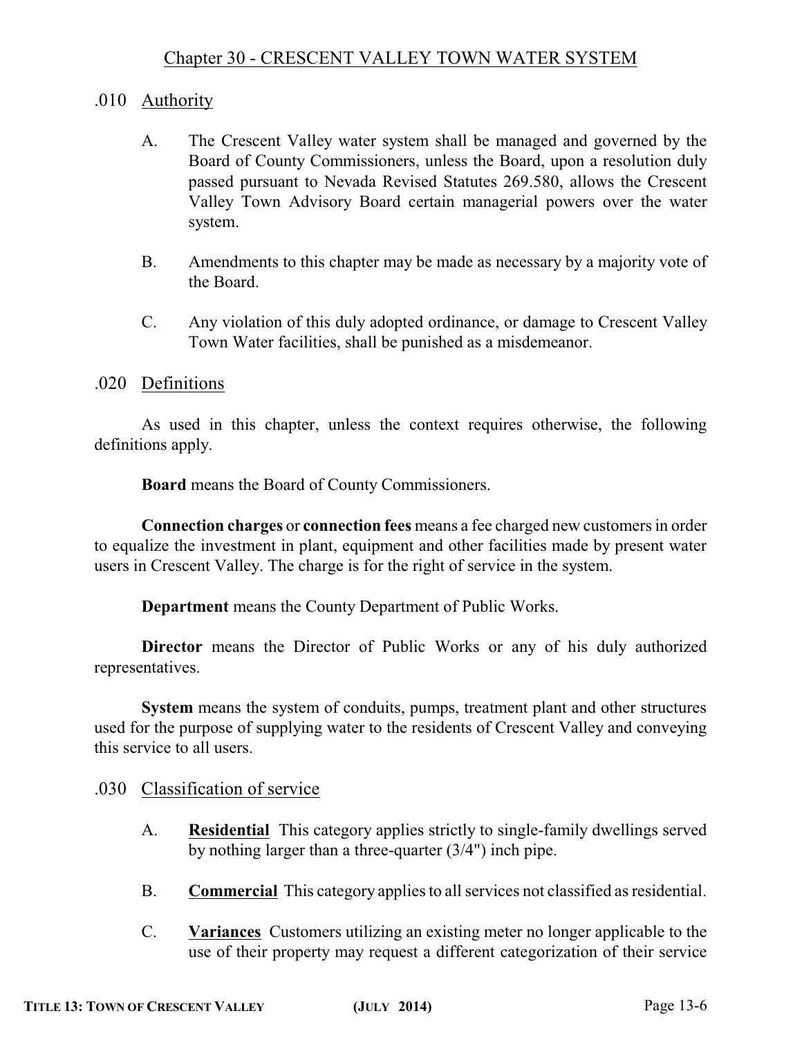## Chapter 30 - CRESCENT VALLEY TOWN WATER SYSTEM

### .010 Authority

A. The Crescent Valley water system shall be managed and governed by the Board of County Commissioners, unless the Board, upon a resolution duly passed pursuant to Nevada Revised Statutes 269.580, allows the Crescent Valley Town Advisory Board certain managerial powers over the water system.

B. Amendments to this chapter may be made as necessary by a majority vote of the Board.

C. Any violation of this duly adopted ordinance, or damage to Crescent Valley Town Water facilities, shall be punished as a misdemeanor.

### .020 Definitions

As used in this chapter, unless the context requires otherwise, the following definitions apply.

**Board** means the Board of County Commissioners.

**Connection charges** or **connection fees** means a fee charged new customers in order to equalize the investment in plant, equipment and other facilities made by present water users in Crescent Valley. The charge is for the right of service in the system.

**Department** means the County Department of Public Works.

**Director** means the Director of Public Works or any of his duly authorized representatives.

**System** means the system of conduits, pumps, treatment plant and other structures used for the purpose of supplying water to the residents of Crescent Valley and conveying this service to all users.

### .030 Classification of service

A. **Residential** This category applies strictly to single-family dwellings served by nothing larger than a three-quarter (3/4") inch pipe.

B. **Commercial** This category applies to all services not classified as residential.

C. **Variances** Customers utilizing an existing meter no longer applicable to the use of their property may request a different categorization of their service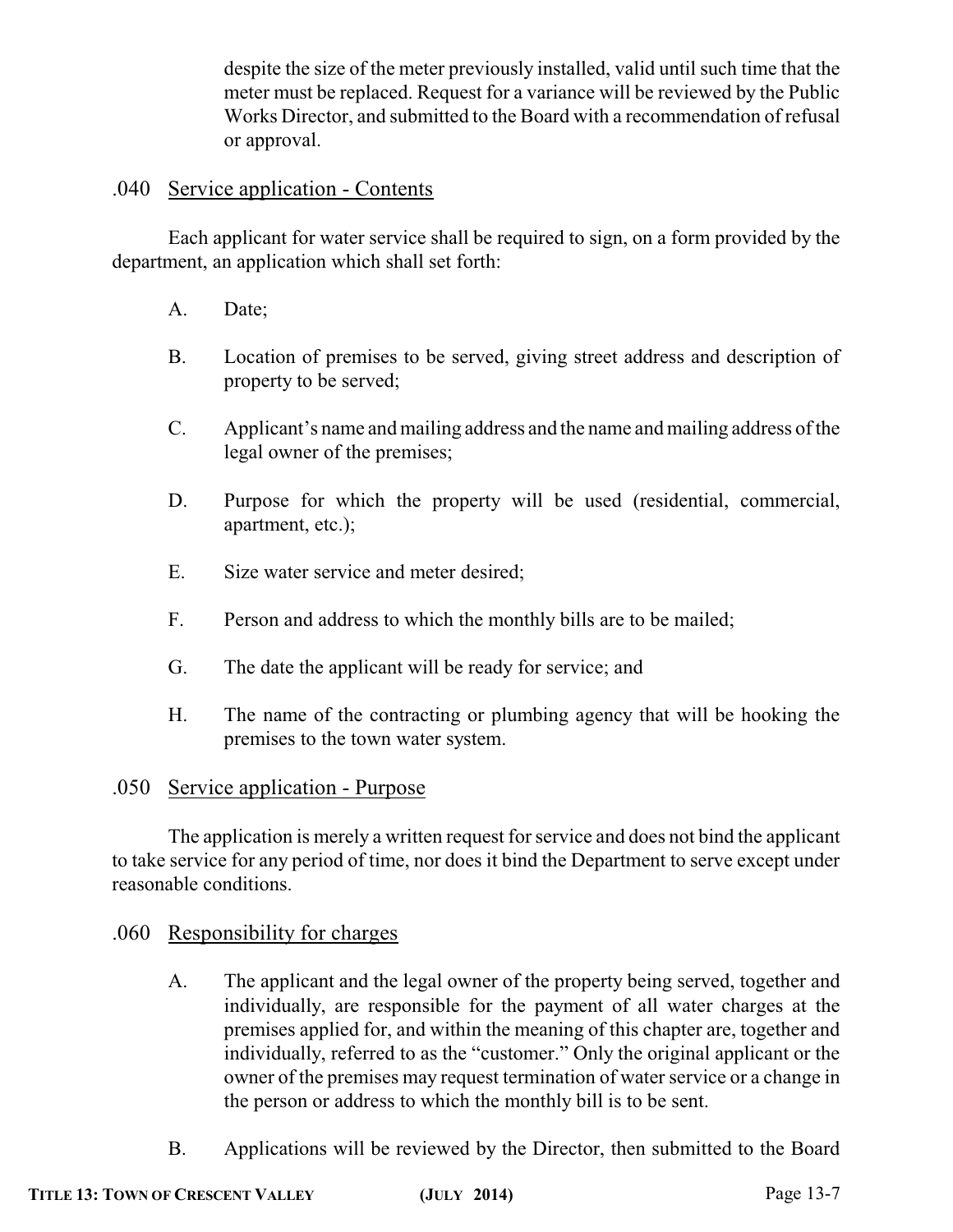despite the size of the meter previously installed, valid until such time that the meter must be replaced. Request for a variance will be reviewed by the Public Works Director, and submitted to the Board with a recommendation of refusal or approval.

## .040 Service application - Contents

Each applicant for water service shall be required to sign, on a form provided by the department, an application which shall set forth:

A. Date;

B. Location of premises to be served, giving street address and description of property to be served;

C. Applicant's name and mailing address and the name and mailing address of the legal owner of the premises;

D. Purpose for which the property will be used (residential, commercial, apartment, etc.);

E. Size water service and meter desired;

F. Person and address to which the monthly bills are to be mailed;

G. The date the applicant will be ready for service; and

H. The name of the contracting or plumbing agency that will be hooking the premises to the town water system.

## .050 Service application - Purpose

The application is merely a written request for service and does not bind the applicant to take service for any period of time, nor does it bind the Department to serve except under reasonable conditions.

## .060 Responsibility for charges

A. The applicant and the legal owner of the property being served, together and individually, are responsible for the payment of all water charges at the premises applied for, and within the meaning of this chapter are, together and individually, referred to as the "customer." Only the original applicant or the owner of the premises may request termination of water service or a change in the person or address to which the monthly bill is to be sent.

B. Applications will be reviewed by the Director, then submitted to the Board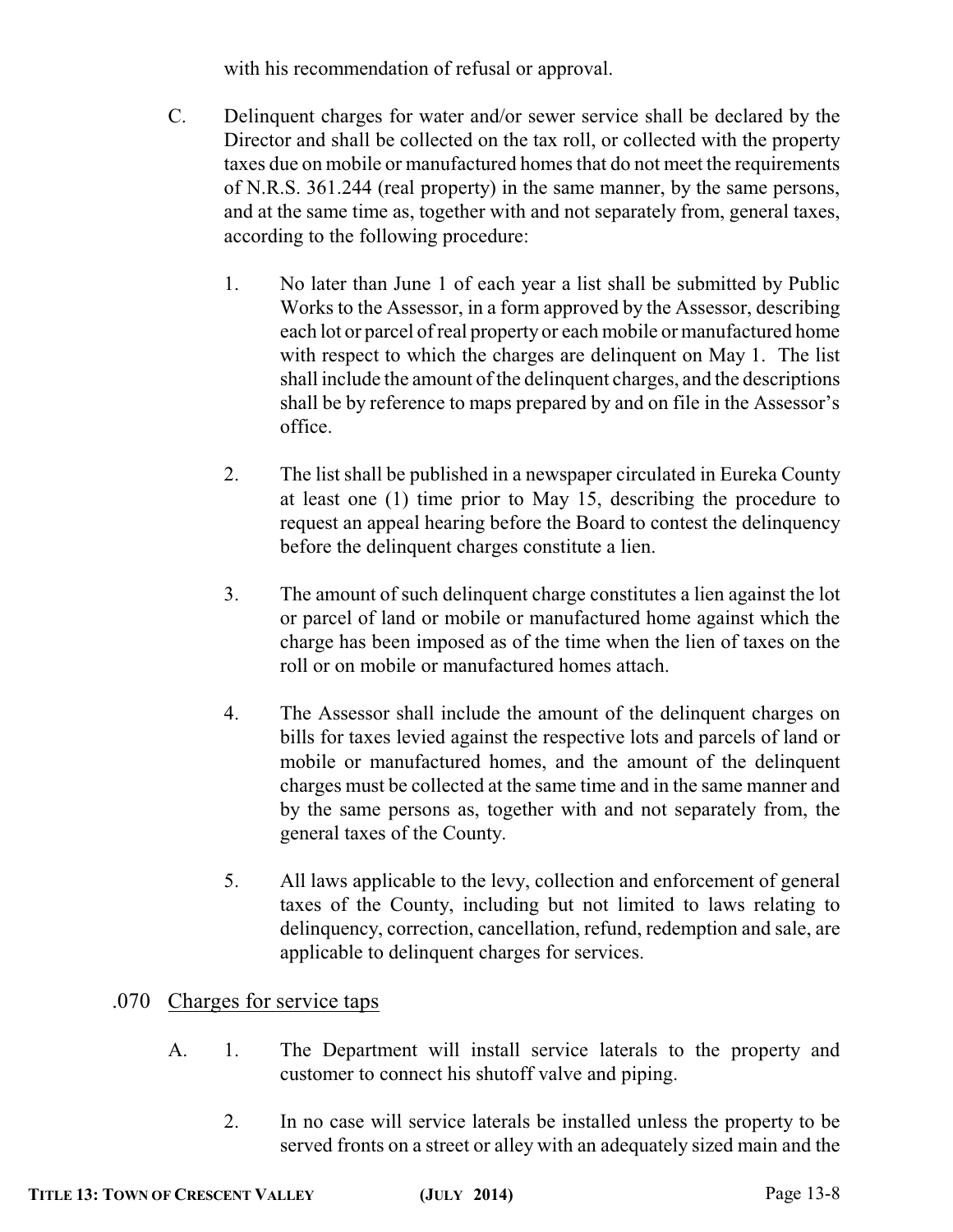with his recommendation of refusal or approval.

C. Delinquent charges for water and/or sewer service shall be declared by the Director and shall be collected on the tax roll, or collected with the property taxes due on mobile or manufactured homes that do not meet the requirements of N.R.S. 361.244 (real property) in the same manner, by the same persons, and at the same time as, together with and not separately from, general taxes, according to the following procedure:

1. No later than June 1 of each year a list shall be submitted by Public Works to the Assessor, in a form approved by the Assessor, describing each lot or parcel of real property or each mobile or manufactured home with respect to which the charges are delinquent on May 1. The list shall include the amount of the delinquent charges, and the descriptions shall be by reference to maps prepared by and on file in the Assessor's office.

2. The list shall be published in a newspaper circulated in Eureka County at least one (1) time prior to May 15, describing the procedure to request an appeal hearing before the Board to contest the delinquency before the delinquent charges constitute a lien.

3. The amount of such delinquent charge constitutes a lien against the lot or parcel of land or mobile or manufactured home against which the charge has been imposed as of the time when the lien of taxes on the roll or on mobile or manufactured homes attach.

4. The Assessor shall include the amount of the delinquent charges on bills for taxes levied against the respective lots and parcels of land or mobile or manufactured homes, and the amount of the delinquent charges must be collected at the same time and in the same manner and by the same persons as, together with and not separately from, the general taxes of the County.

5. All laws applicable to the levy, collection and enforcement of general taxes of the County, including but not limited to laws relating to delinquency, correction, cancellation, refund, redemption and sale, are applicable to delinquent charges for services.

.070 Charges for service taps

A. 1. The Department will install service laterals to the property and customer to connect his shutoff valve and piping.

2. In no case will service laterals be installed unless the property to be served fronts on a street or alley with an adequately sized main and the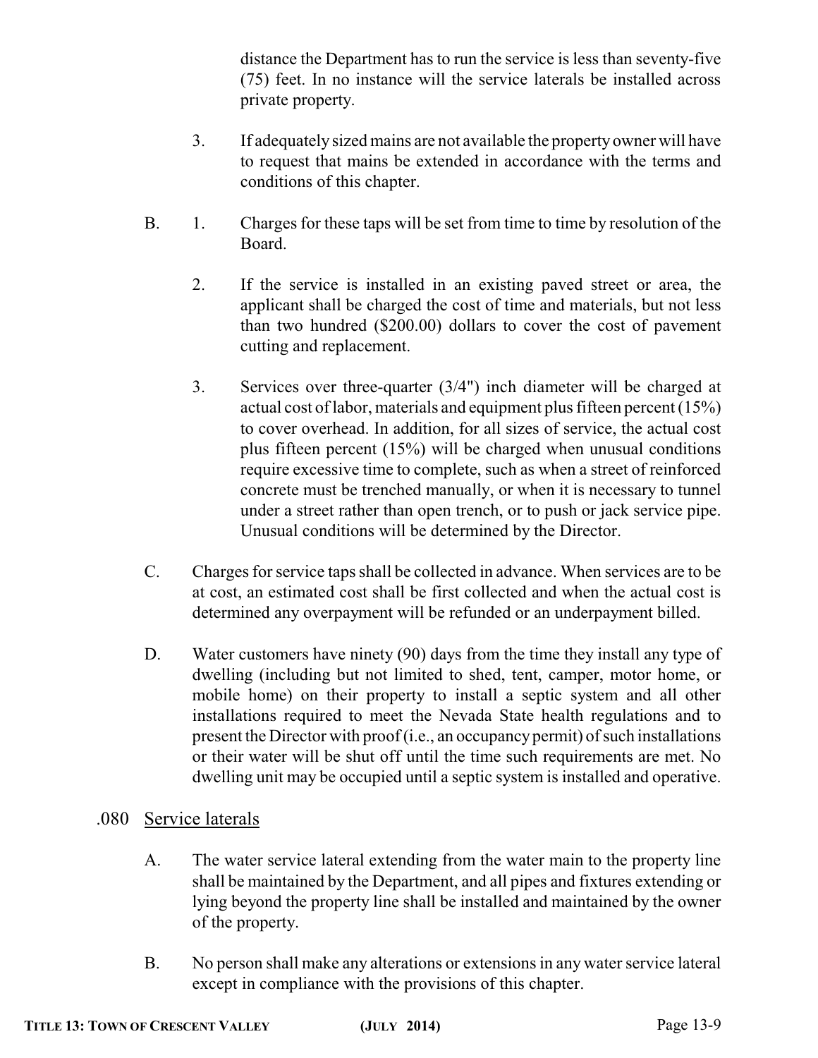distance the Department has to run the service is less than seventy-five (75) feet. In no instance will the service laterals be installed across private property.

3. If adequately sized mains are not available the property owner will have to request that mains be extended in accordance with the terms and conditions of this chapter.

B. 1. Charges for these taps will be set from time to time by resolution of the Board.

2. If the service is installed in an existing paved street or area, the applicant shall be charged the cost of time and materials, but not less than two hundred ($200.00) dollars to cover the cost of pavement cutting and replacement.

3. Services over three-quarter (3/4") inch diameter will be charged at actual cost of labor, materials and equipment plus fifteen percent (15%) to cover overhead. In addition, for all sizes of service, the actual cost plus fifteen percent (15%) will be charged when unusual conditions require excessive time to complete, such as when a street of reinforced concrete must be trenched manually, or when it is necessary to tunnel under a street rather than open trench, or to push or jack service pipe. Unusual conditions will be determined by the Director.

C. Charges for service taps shall be collected in advance. When services are to be at cost, an estimated cost shall be first collected and when the actual cost is determined any overpayment will be refunded or an underpayment billed.

D. Water customers have ninety (90) days from the time they install any type of dwelling (including but not limited to shed, tent, camper, motor home, or mobile home) on their property to install a septic system and all other installations required to meet the Nevada State health regulations and to present the Director with proof (i.e., an occupancy permit) of such installations or their water will be shut off until the time such requirements are met. No dwelling unit may be occupied until a septic system is installed and operative.

## .080 Service laterals

A. The water service lateral extending from the water main to the property line shall be maintained by the Department, and all pipes and fixtures extending or lying beyond the property line shall be installed and maintained by the owner of the property.

B. No person shall make any alterations or extensions in any water service lateral except in compliance with the provisions of this chapter.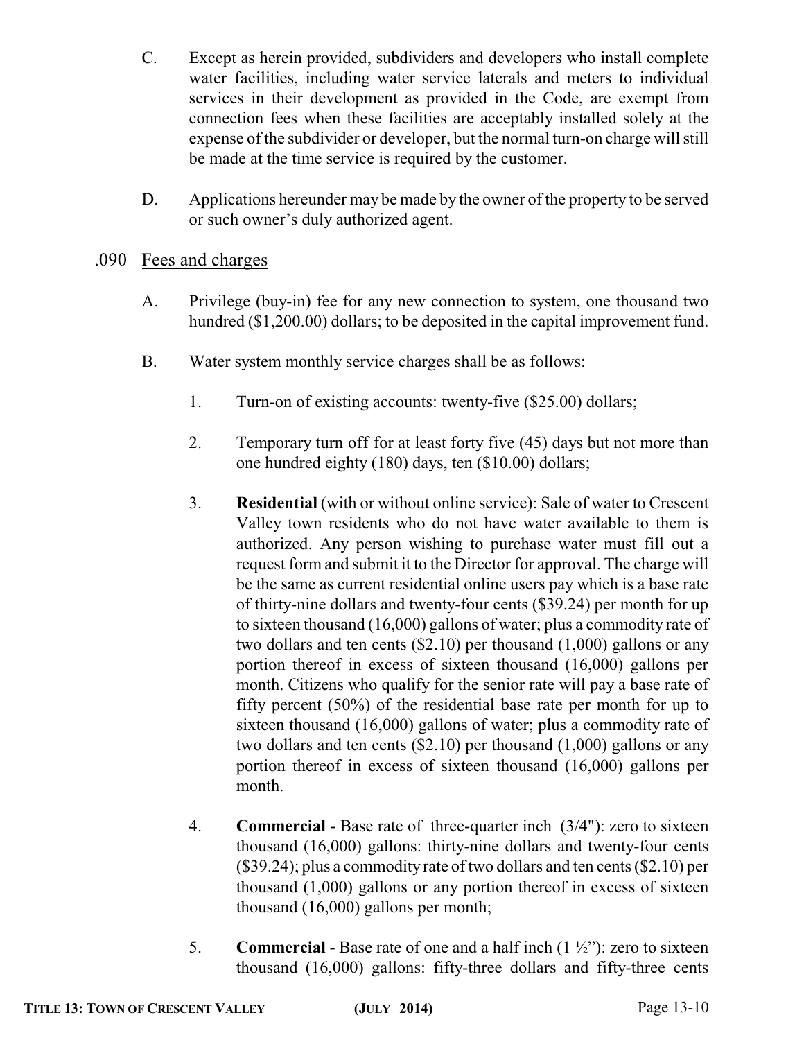C. Except as herein provided, subdividers and developers who install complete water facilities, including water service laterals and meters to individual services in their development as provided in the Code, are exempt from connection fees when these facilities are acceptably installed solely at the expense of the subdivider or developer, but the normal turn-on charge will still be made at the time service is required by the customer.

D. Applications hereunder may be made by the owner of the property to be served or such owner's duly authorized agent.

.090 Fees and charges

A. Privilege (buy-in) fee for any new connection to system, one thousand two hundred ($1,200.00) dollars; to be deposited in the capital improvement fund.

B. Water system monthly service charges shall be as follows:

1. Turn-on of existing accounts: twenty-five ($25.00) dollars;

2. Temporary turn off for at least forty five (45) days but not more than one hundred eighty (180) days, ten ($10.00) dollars;

3. **Residential** (with or without online service): Sale of water to Crescent Valley town residents who do not have water available to them is authorized. Any person wishing to purchase water must fill out a request form and submit it to the Director for approval. The charge will be the same as current residential online users pay which is a base rate of thirty-nine dollars and twenty-four cents ($39.24) per month for up to sixteen thousand (16,000) gallons of water; plus a commodity rate of two dollars and ten cents ($2.10) per thousand (1,000) gallons or any portion thereof in excess of sixteen thousand (16,000) gallons per month. Citizens who qualify for the senior rate will pay a base rate of fifty percent (50%) of the residential base rate per month for up to sixteen thousand (16,000) gallons of water; plus a commodity rate of two dollars and ten cents ($2.10) per thousand (1,000) gallons or any portion thereof in excess of sixteen thousand (16,000) gallons per month.

4. **Commercial** - Base rate of three-quarter inch (3/4"): zero to sixteen thousand (16,000) gallons: thirty-nine dollars and twenty-four cents ($39.24); plus a commodity rate of two dollars and ten cents ($2.10) per thousand (1,000) gallons or any portion thereof in excess of sixteen thousand (16,000) gallons per month;

5. **Commercial** - Base rate of one and a half inch (1 ½"): zero to sixteen thousand (16,000) gallons: fifty-three dollars and fifty-three cents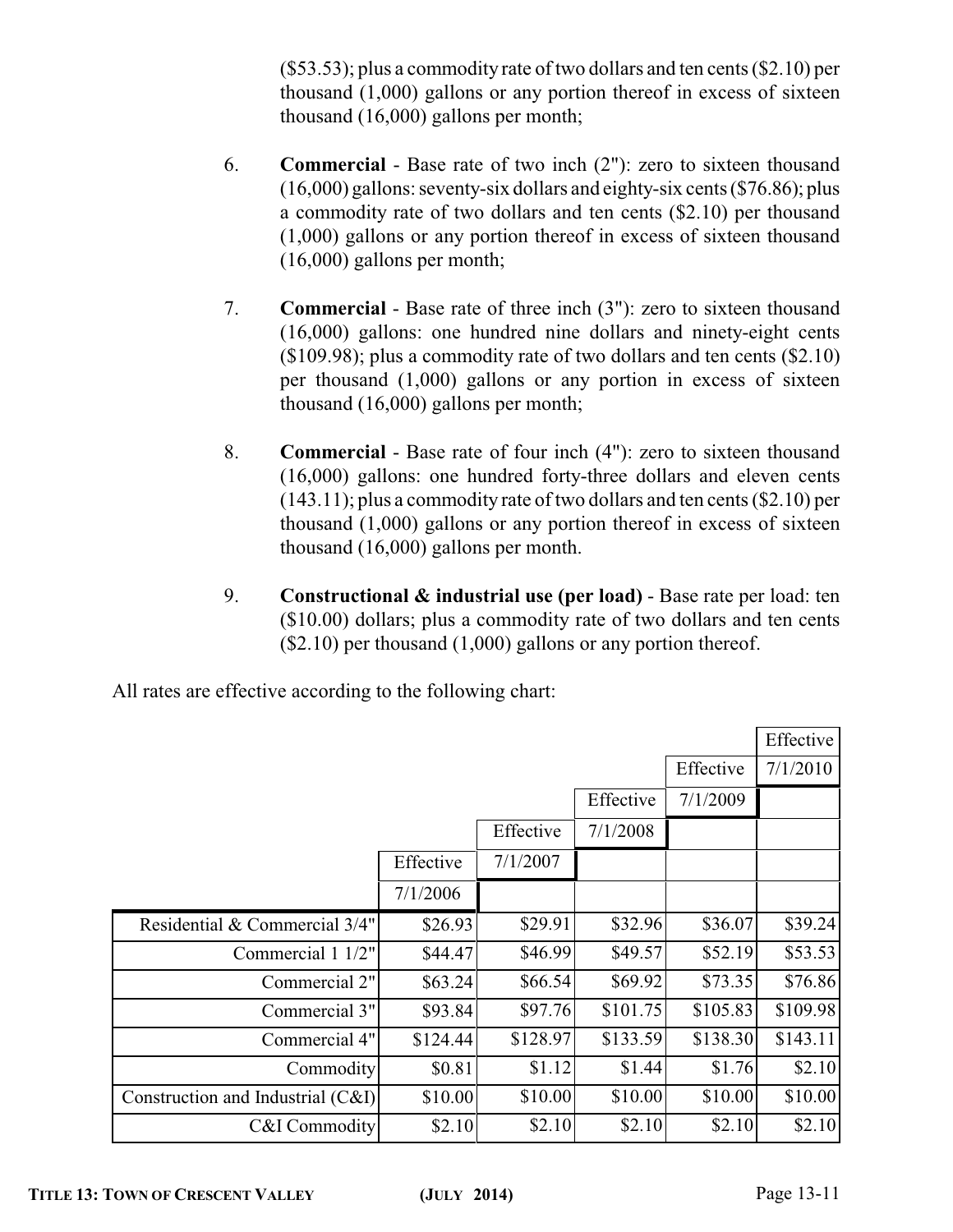($53.53); plus a commodity rate of two dollars and ten cents ($2.10) per thousand (1,000) gallons or any portion thereof in excess of sixteen thousand (16,000) gallons per month;

6. **Commercial** - Base rate of two inch (2"): zero to sixteen thousand (16,000) gallons: seventy-six dollars and eighty-six cents ($76.86); plus a commodity rate of two dollars and ten cents ($2.10) per thousand (1,000) gallons or any portion thereof in excess of sixteen thousand (16,000) gallons per month;

7. **Commercial** - Base rate of three inch (3"): zero to sixteen thousand (16,000) gallons: one hundred nine dollars and ninety-eight cents ($109.98); plus a commodity rate of two dollars and ten cents ($2.10) per thousand (1,000) gallons or any portion in excess of sixteen thousand (16,000) gallons per month;

8. **Commercial** - Base rate of four inch (4"): zero to sixteen thousand (16,000) gallons: one hundred forty-three dollars and eleven cents (143.11); plus a commodity rate of two dollars and ten cents ($2.10) per thousand (1,000) gallons or any portion thereof in excess of sixteen thousand (16,000) gallons per month.

9. **Constructional & industrial use (per load)** - Base rate per load: ten ($10.00) dollars; plus a commodity rate of two dollars and ten cents ($2.10) per thousand (1,000) gallons or any portion thereof.

All rates are effective according to the following chart:

| | Effective 7/1/2006 | Effective 7/1/2007 | Effective 7/1/2008 | Effective 7/1/2009 | Effective 7/1/2010 |
|---|---|---|---|---|---|
| Residential & Commercial 3/4" | $26.93 | $29.91 | $32.96 | $36.07 | $39.24 |
| Commercial 1 1/2" | $44.47 | $46.99 | $49.57 | $52.19 | $53.53 |
| Commercial 2" | $63.24 | $66.54 | $69.92 | $73.35 | $76.86 |
| Commercial 3" | $93.84 | $97.76 | $101.75 | $105.83 | $109.98 |
| Commercial 4" | $124.44 | $128.97 | $133.59 | $138.30 | $143.11 |
| Commodity | $0.81 | $1.12 | $1.44 | $1.76 | $2.10 |
| Construction and Industrial (C&I) | $10.00 | $10.00 | $10.00 | $10.00 | $10.00 |
| C&I Commodity | $2.10 | $2.10 | $2.10 | $2.10 | $2.10 |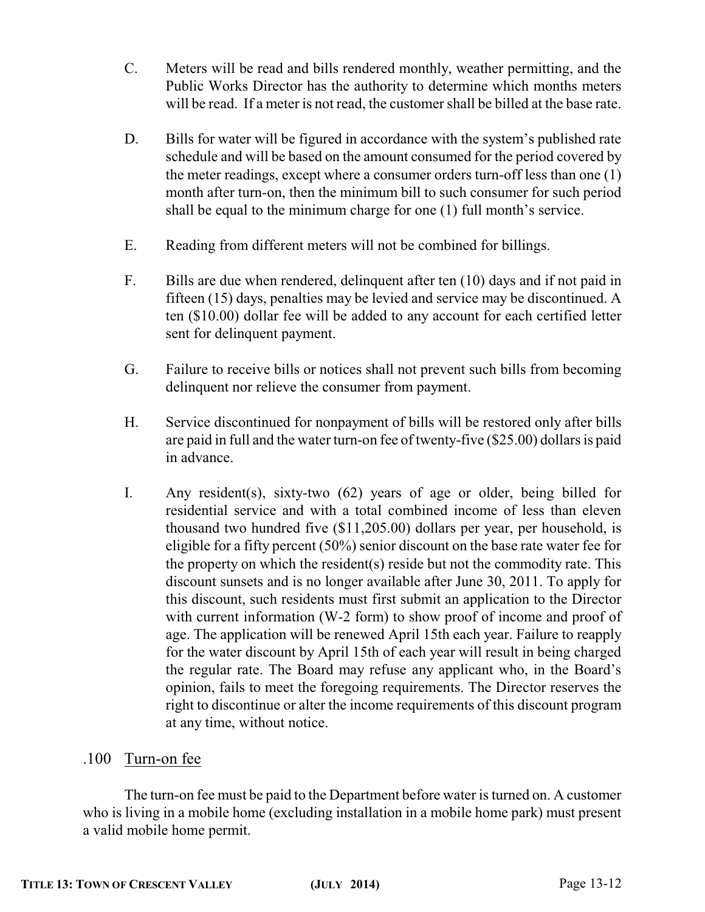C. Meters will be read and bills rendered monthly, weather permitting, and the Public Works Director has the authority to determine which months meters will be read. If a meter is not read, the customer shall be billed at the base rate.

D. Bills for water will be figured in accordance with the system's published rate schedule and will be based on the amount consumed for the period covered by the meter readings, except where a consumer orders turn-off less than one (1) month after turn-on, then the minimum bill to such consumer for such period shall be equal to the minimum charge for one (1) full month's service.

E. Reading from different meters will not be combined for billings.

F. Bills are due when rendered, delinquent after ten (10) days and if not paid in fifteen (15) days, penalties may be levied and service may be discontinued. A ten ($10.00) dollar fee will be added to any account for each certified letter sent for delinquent payment.

G. Failure to receive bills or notices shall not prevent such bills from becoming delinquent nor relieve the consumer from payment.

H. Service discontinued for nonpayment of bills will be restored only after bills are paid in full and the water turn-on fee of twenty-five ($25.00) dollars is paid in advance.

I. Any resident(s), sixty-two (62) years of age or older, being billed for residential service and with a total combined income of less than eleven thousand two hundred five ($11,205.00) dollars per year, per household, is eligible for a fifty percent (50%) senior discount on the base rate water fee for the property on which the resident(s) reside but not the commodity rate. This discount sunsets and is no longer available after June 30, 2011. To apply for this discount, such residents must first submit an application to the Director with current information (W-2 form) to show proof of income and proof of age. The application will be renewed April 15th each year. Failure to reapply for the water discount by April 15th of each year will result in being charged the regular rate. The Board may refuse any applicant who, in the Board's opinion, fails to meet the foregoing requirements. The Director reserves the right to discontinue or alter the income requirements of this discount program at any time, without notice.

## .100 Turn-on fee

The turn-on fee must be paid to the Department before water is turned on. A customer who is living in a mobile home (excluding installation in a mobile home park) must present a valid mobile home permit.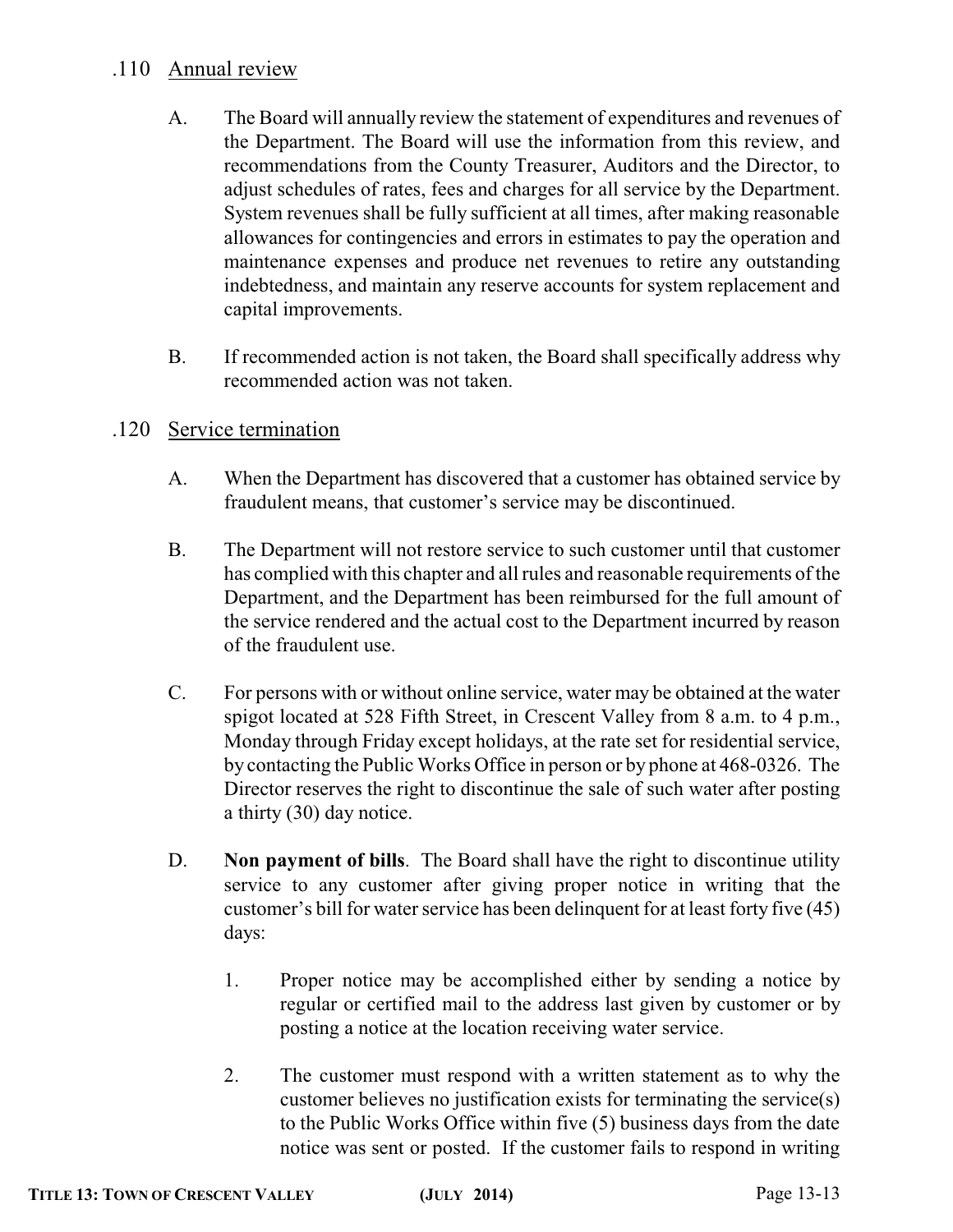### .110 Annual review

A. The Board will annually review the statement of expenditures and revenues of the Department. The Board will use the information from this review, and recommendations from the County Treasurer, Auditors and the Director, to adjust schedules of rates, fees and charges for all service by the Department. System revenues shall be fully sufficient at all times, after making reasonable allowances for contingencies and errors in estimates to pay the operation and maintenance expenses and produce net revenues to retire any outstanding indebtedness, and maintain any reserve accounts for system replacement and capital improvements.

B. If recommended action is not taken, the Board shall specifically address why recommended action was not taken.

### .120 Service termination

A. When the Department has discovered that a customer has obtained service by fraudulent means, that customer's service may be discontinued.

B. The Department will not restore service to such customer until that customer has complied with this chapter and all rules and reasonable requirements of the Department, and the Department has been reimbursed for the full amount of the service rendered and the actual cost to the Department incurred by reason of the fraudulent use.

C. For persons with or without online service, water may be obtained at the water spigot located at 528 Fifth Street, in Crescent Valley from 8 a.m. to 4 p.m., Monday through Friday except holidays, at the rate set for residential service, by contacting the Public Works Office in person or by phone at 468-0326. The Director reserves the right to discontinue the sale of such water after posting a thirty (30) day notice.

D. **Non payment of bills**. The Board shall have the right to discontinue utility service to any customer after giving proper notice in writing that the customer's bill for water service has been delinquent for at least forty five (45) days:

1. Proper notice may be accomplished either by sending a notice by regular or certified mail to the address last given by customer or by posting a notice at the location receiving water service.

2. The customer must respond with a written statement as to why the customer believes no justification exists for terminating the service(s) to the Public Works Office within five (5) business days from the date notice was sent or posted. If the customer fails to respond in writing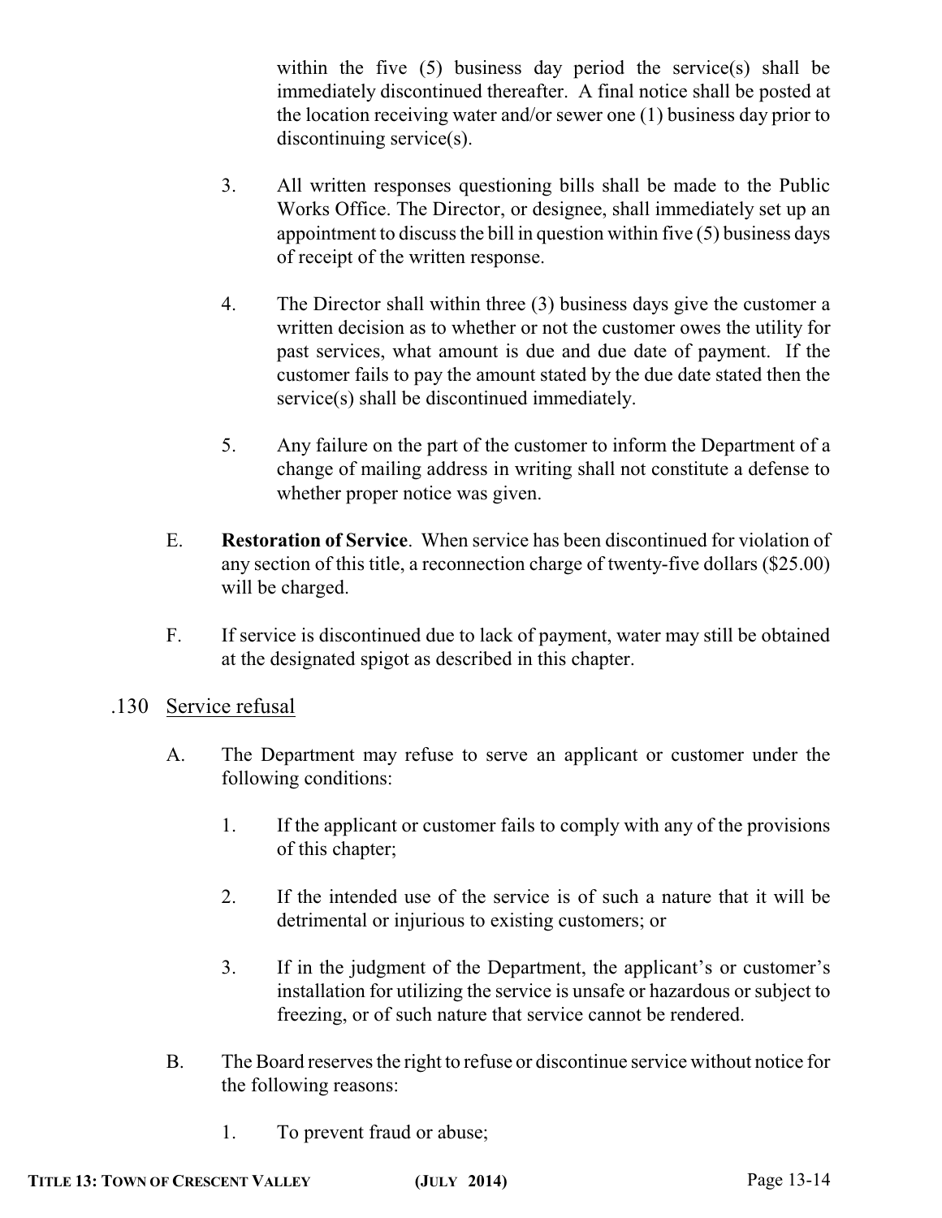within the five (5) business day period the service(s) shall be immediately discontinued thereafter. A final notice shall be posted at the location receiving water and/or sewer one (1) business day prior to discontinuing service(s).

3. All written responses questioning bills shall be made to the Public Works Office. The Director, or designee, shall immediately set up an appointment to discuss the bill in question within five (5) business days of receipt of the written response.

4. The Director shall within three (3) business days give the customer a written decision as to whether or not the customer owes the utility for past services, what amount is due and due date of payment. If the customer fails to pay the amount stated by the due date stated then the service(s) shall be discontinued immediately.

5. Any failure on the part of the customer to inform the Department of a change of mailing address in writing shall not constitute a defense to whether proper notice was given.

E. **Restoration of Service**. When service has been discontinued for violation of any section of this title, a reconnection charge of twenty-five dollars ($25.00) will be charged.

F. If service is discontinued due to lack of payment, water may still be obtained at the designated spigot as described in this chapter.

.130 Service refusal

A. The Department may refuse to serve an applicant or customer under the following conditions:

1. If the applicant or customer fails to comply with any of the provisions of this chapter;

2. If the intended use of the service is of such a nature that it will be detrimental or injurious to existing customers; or

3. If in the judgment of the Department, the applicant's or customer's installation for utilizing the service is unsafe or hazardous or subject to freezing, or of such nature that service cannot be rendered.

B. The Board reserves the right to refuse or discontinue service without notice for the following reasons:

1. To prevent fraud or abuse;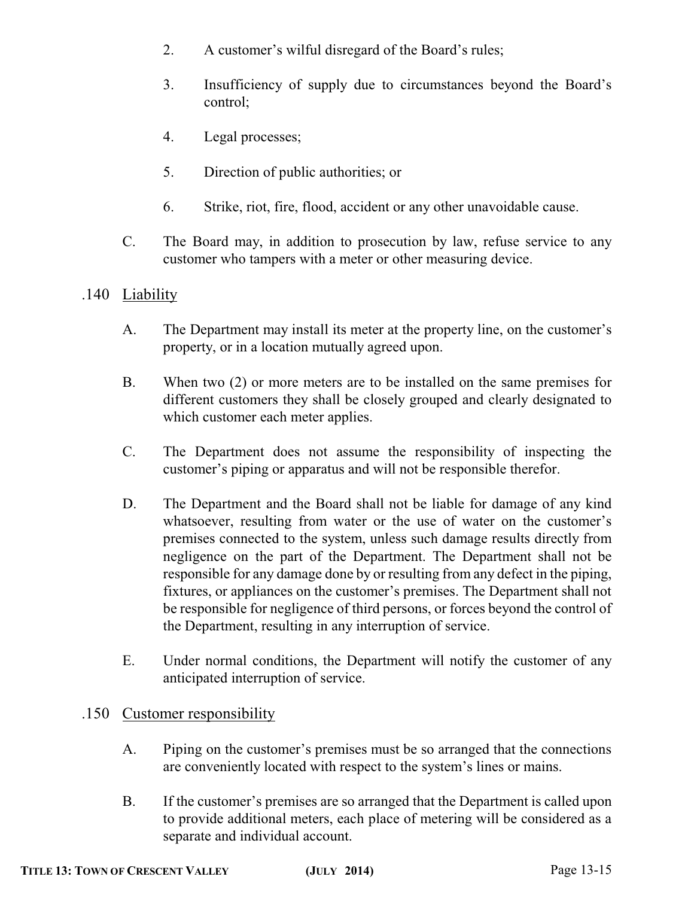2. A customer's wilful disregard of the Board's rules;

3. Insufficiency of supply due to circumstances beyond the Board's control;

4. Legal processes;

5. Direction of public authorities; or

6. Strike, riot, fire, flood, accident or any other unavoidable cause.

C. The Board may, in addition to prosecution by law, refuse service to any customer who tampers with a meter or other measuring device.

.140 Liability

A. The Department may install its meter at the property line, on the customer's property, or in a location mutually agreed upon.

B. When two (2) or more meters are to be installed on the same premises for different customers they shall be closely grouped and clearly designated to which customer each meter applies.

C. The Department does not assume the responsibility of inspecting the customer's piping or apparatus and will not be responsible therefor.

D. The Department and the Board shall not be liable for damage of any kind whatsoever, resulting from water or the use of water on the customer's premises connected to the system, unless such damage results directly from negligence on the part of the Department. The Department shall not be responsible for any damage done by or resulting from any defect in the piping, fixtures, or appliances on the customer's premises. The Department shall not be responsible for negligence of third persons, or forces beyond the control of the Department, resulting in any interruption of service.

E. Under normal conditions, the Department will notify the customer of any anticipated interruption of service.

.150 Customer responsibility

A. Piping on the customer's premises must be so arranged that the connections are conveniently located with respect to the system's lines or mains.

B. If the customer's premises are so arranged that the Department is called upon to provide additional meters, each place of metering will be considered as a separate and individual account.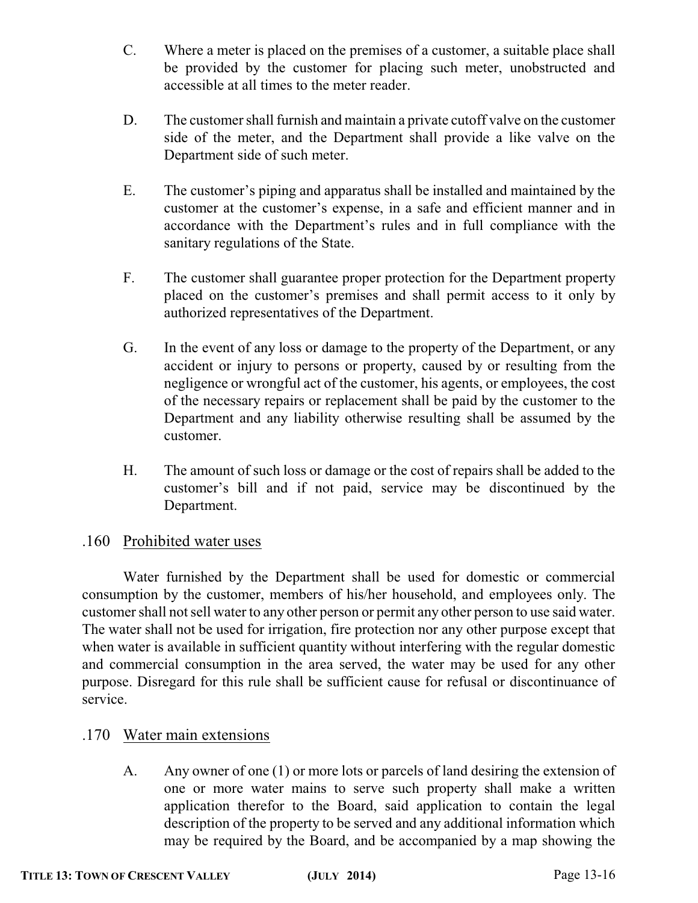C. Where a meter is placed on the premises of a customer, a suitable place shall be provided by the customer for placing such meter, unobstructed and accessible at all times to the meter reader.

D. The customer shall furnish and maintain a private cutoff valve on the customer side of the meter, and the Department shall provide a like valve on the Department side of such meter.

E. The customer's piping and apparatus shall be installed and maintained by the customer at the customer's expense, in a safe and efficient manner and in accordance with the Department's rules and in full compliance with the sanitary regulations of the State.

F. The customer shall guarantee proper protection for the Department property placed on the customer's premises and shall permit access to it only by authorized representatives of the Department.

G. In the event of any loss or damage to the property of the Department, or any accident or injury to persons or property, caused by or resulting from the negligence or wrongful act of the customer, his agents, or employees, the cost of the necessary repairs or replacement shall be paid by the customer to the Department and any liability otherwise resulting shall be assumed by the customer.

H. The amount of such loss or damage or the cost of repairs shall be added to the customer's bill and if not paid, service may be discontinued by the Department.

## .160 Prohibited water uses

Water furnished by the Department shall be used for domestic or commercial consumption by the customer, members of his/her household, and employees only. The customer shall not sell water to any other person or permit any other person to use said water. The water shall not be used for irrigation, fire protection nor any other purpose except that when water is available in sufficient quantity without interfering with the regular domestic and commercial consumption in the area served, the water may be used for any other purpose. Disregard for this rule shall be sufficient cause for refusal or discontinuance of service.

## .170 Water main extensions

A. Any owner of one (1) or more lots or parcels of land desiring the extension of one or more water mains to serve such property shall make a written application therefor to the Board, said application to contain the legal description of the property to be served and any additional information which may be required by the Board, and be accompanied by a map showing the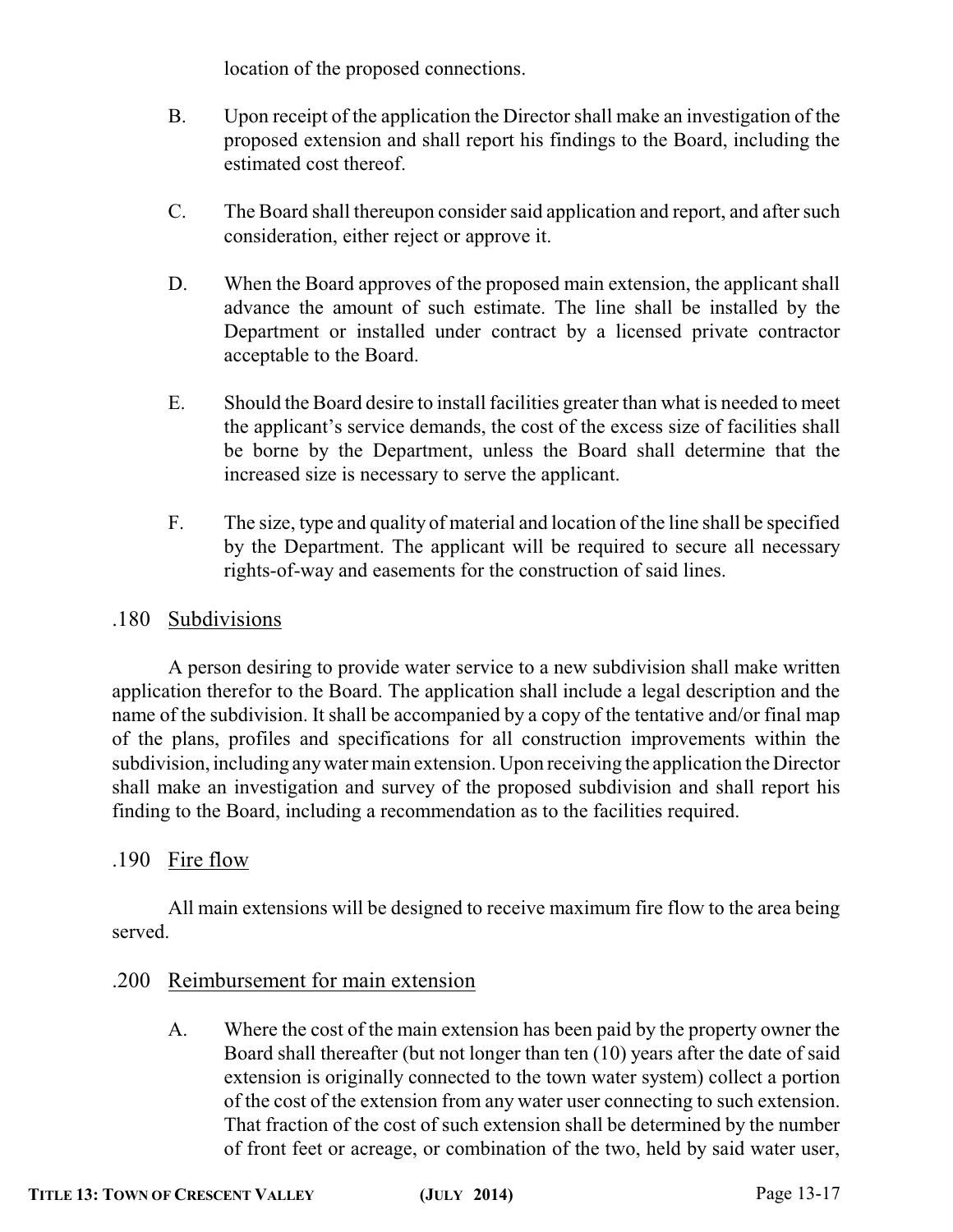location of the proposed connections.

B. Upon receipt of the application the Director shall make an investigation of the proposed extension and shall report his findings to the Board, including the estimated cost thereof.

C. The Board shall thereupon consider said application and report, and after such consideration, either reject or approve it.

D. When the Board approves of the proposed main extension, the applicant shall advance the amount of such estimate. The line shall be installed by the Department or installed under contract by a licensed private contractor acceptable to the Board.

E. Should the Board desire to install facilities greater than what is needed to meet the applicant's service demands, the cost of the excess size of facilities shall be borne by the Department, unless the Board shall determine that the increased size is necessary to serve the applicant.

F. The size, type and quality of material and location of the line shall be specified by the Department. The applicant will be required to secure all necessary rights-of-way and easements for the construction of said lines.

### .180 Subdivisions

A person desiring to provide water service to a new subdivision shall make written application therefor to the Board. The application shall include a legal description and the name of the subdivision. It shall be accompanied by a copy of the tentative and/or final map of the plans, profiles and specifications for all construction improvements within the subdivision, including any water main extension. Upon receiving the application the Director shall make an investigation and survey of the proposed subdivision and shall report his finding to the Board, including a recommendation as to the facilities required.

### .190 Fire flow

All main extensions will be designed to receive maximum fire flow to the area being served.

### .200 Reimbursement for main extension

A. Where the cost of the main extension has been paid by the property owner the Board shall thereafter (but not longer than ten (10) years after the date of said extension is originally connected to the town water system) collect a portion of the cost of the extension from any water user connecting to such extension. That fraction of the cost of such extension shall be determined by the number of front feet or acreage, or combination of the two, held by said water user,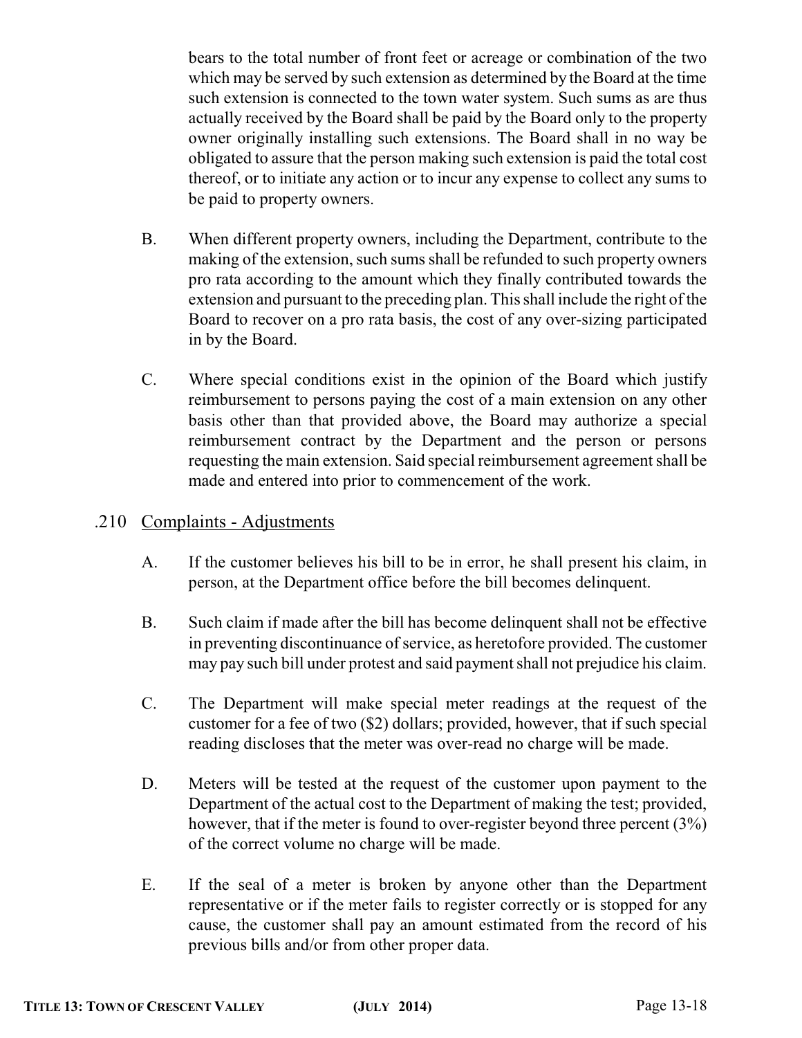bears to the total number of front feet or acreage or combination of the two which may be served by such extension as determined by the Board at the time such extension is connected to the town water system. Such sums as are thus actually received by the Board shall be paid by the Board only to the property owner originally installing such extensions. The Board shall in no way be obligated to assure that the person making such extension is paid the total cost thereof, or to initiate any action or to incur any expense to collect any sums to be paid to property owners.

B. When different property owners, including the Department, contribute to the making of the extension, such sums shall be refunded to such property owners pro rata according to the amount which they finally contributed towards the extension and pursuant to the preceding plan. This shall include the right of the Board to recover on a pro rata basis, the cost of any over-sizing participated in by the Board.

C. Where special conditions exist in the opinion of the Board which justify reimbursement to persons paying the cost of a main extension on any other basis other than that provided above, the Board may authorize a special reimbursement contract by the Department and the person or persons requesting the main extension. Said special reimbursement agreement shall be made and entered into prior to commencement of the work.

## .210 Complaints - Adjustments

A. If the customer believes his bill to be in error, he shall present his claim, in person, at the Department office before the bill becomes delinquent.

B. Such claim if made after the bill has become delinquent shall not be effective in preventing discontinuance of service, as heretofore provided. The customer may pay such bill under protest and said payment shall not prejudice his claim.

C. The Department will make special meter readings at the request of the customer for a fee of two ($2) dollars; provided, however, that if such special reading discloses that the meter was over-read no charge will be made.

D. Meters will be tested at the request of the customer upon payment to the Department of the actual cost to the Department of making the test; provided, however, that if the meter is found to over-register beyond three percent (3%) of the correct volume no charge will be made.

E. If the seal of a meter is broken by anyone other than the Department representative or if the meter fails to register correctly or is stopped for any cause, the customer shall pay an amount estimated from the record of his previous bills and/or from other proper data.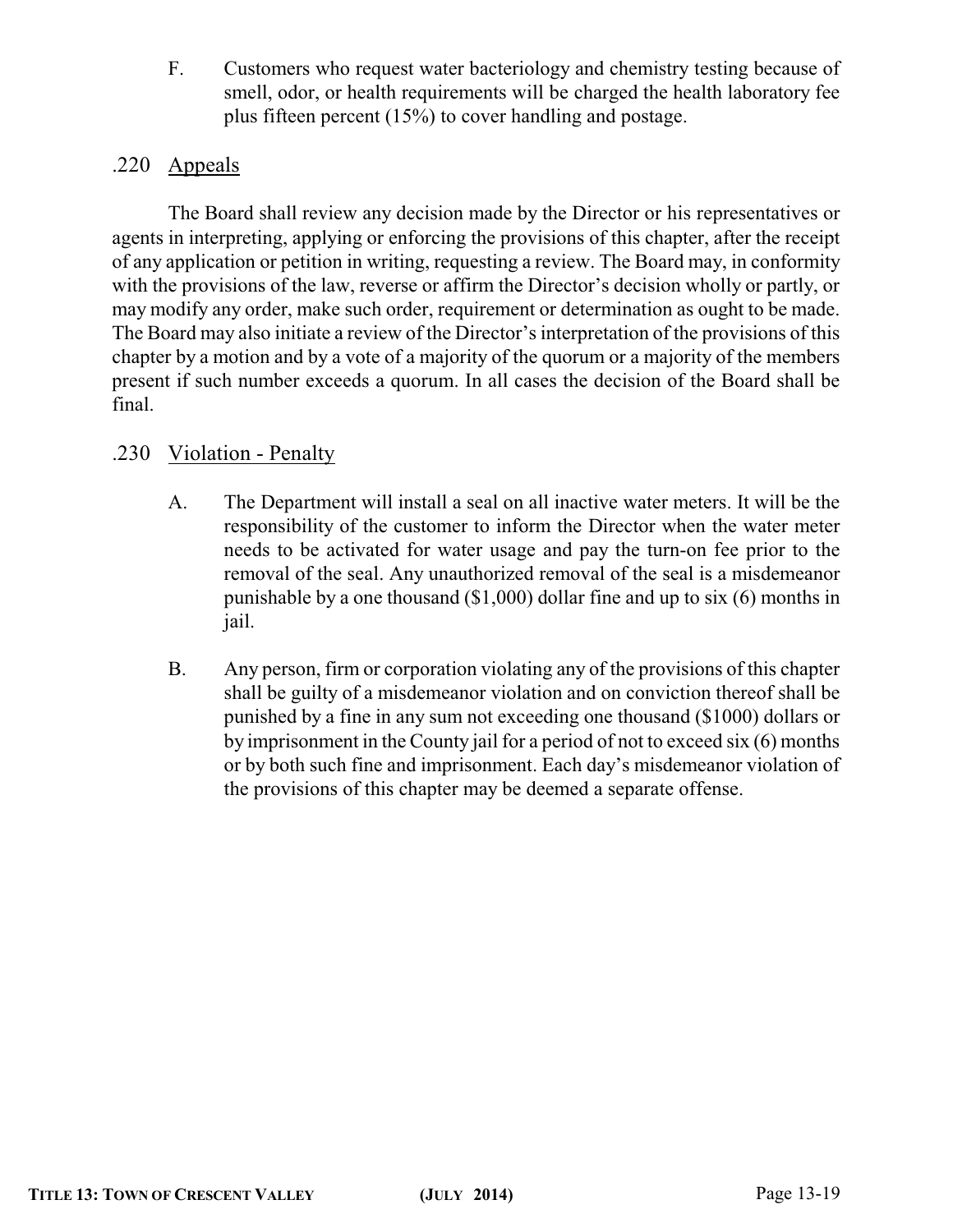F. Customers who request water bacteriology and chemistry testing because of smell, odor, or health requirements will be charged the health laboratory fee plus fifteen percent (15%) to cover handling and postage.

## .220 Appeals

The Board shall review any decision made by the Director or his representatives or agents in interpreting, applying or enforcing the provisions of this chapter, after the receipt of any application or petition in writing, requesting a review. The Board may, in conformity with the provisions of the law, reverse or affirm the Director's decision wholly or partly, or may modify any order, make such order, requirement or determination as ought to be made. The Board may also initiate a review of the Director's interpretation of the provisions of this chapter by a motion and by a vote of a majority of the quorum or a majority of the members present if such number exceeds a quorum. In all cases the decision of the Board shall be final.

## .230 Violation - Penalty

A. The Department will install a seal on all inactive water meters. It will be the responsibility of the customer to inform the Director when the water meter needs to be activated for water usage and pay the turn-on fee prior to the removal of the seal. Any unauthorized removal of the seal is a misdemeanor punishable by a one thousand ($1,000) dollar fine and up to six (6) months in jail.

B. Any person, firm or corporation violating any of the provisions of this chapter shall be guilty of a misdemeanor violation and on conviction thereof shall be punished by a fine in any sum not exceeding one thousand ($1000) dollars or by imprisonment in the County jail for a period of not to exceed six (6) months or by both such fine and imprisonment. Each day's misdemeanor violation of the provisions of this chapter may be deemed a separate offense.